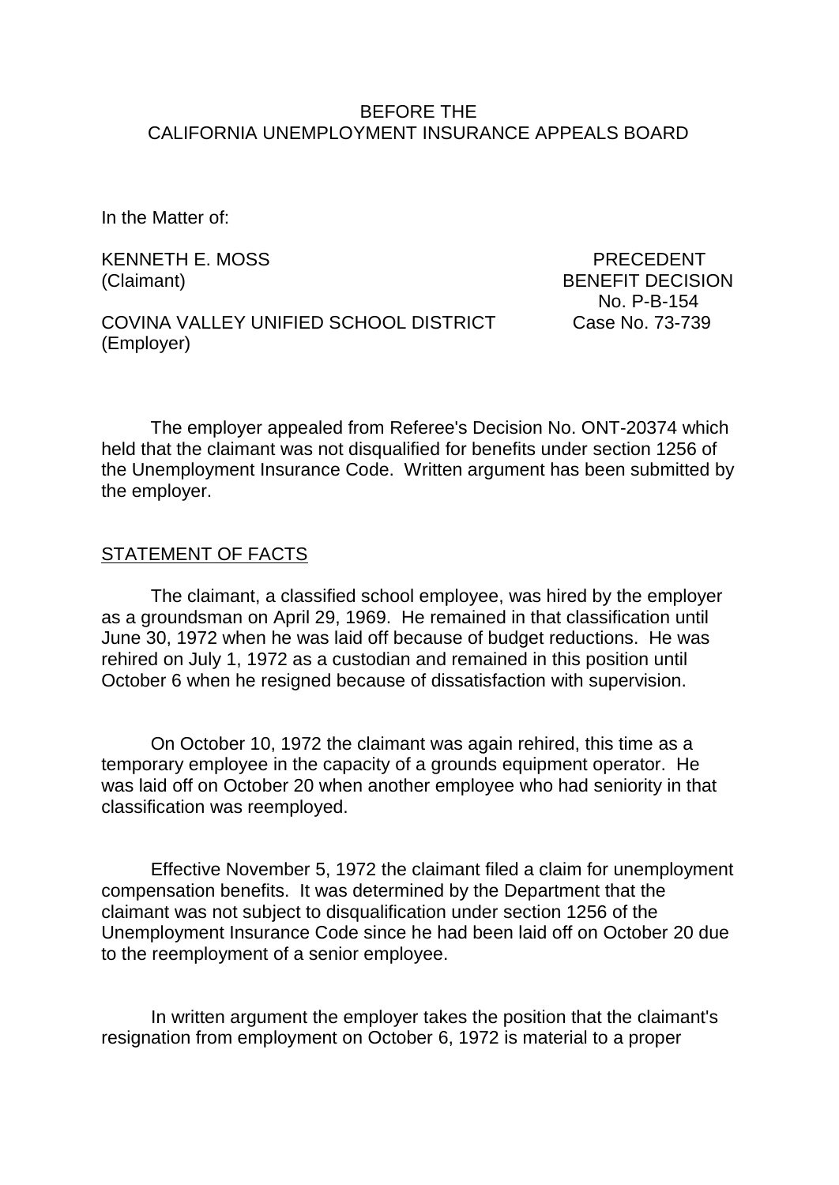BEFORE THE
CALIFORNIA UNEMPLOYMENT INSURANCE APPEALS BOARD

In the Matter of:

KENNETH E. MOSS
(Claimant)

PRECEDENT
BENEFIT DECISION
No. P-B-154
Case No. 73-739

COVINA VALLEY UNIFIED SCHOOL DISTRICT
(Employer)

The employer appealed from Referee's Decision No. ONT-20374 which held that the claimant was not disqualified for benefits under section 1256 of the Unemployment Insurance Code. Written argument has been submitted by the employer.

STATEMENT OF FACTS

The claimant, a classified school employee, was hired by the employer as a groundsman on April 29, 1969. He remained in that classification until June 30, 1972 when he was laid off because of budget reductions. He was rehired on July 1, 1972 as a custodian and remained in this position until October 6 when he resigned because of dissatisfaction with supervision.

On October 10, 1972 the claimant was again rehired, this time as a temporary employee in the capacity of a grounds equipment operator. He was laid off on October 20 when another employee who had seniority in that classification was reemployed.

Effective November 5, 1972 the claimant filed a claim for unemployment compensation benefits. It was determined by the Department that the claimant was not subject to disqualification under section 1256 of the Unemployment Insurance Code since he had been laid off on October 20 due to the reemployment of a senior employee.

In written argument the employer takes the position that the claimant's resignation from employment on October 6, 1972 is material to a proper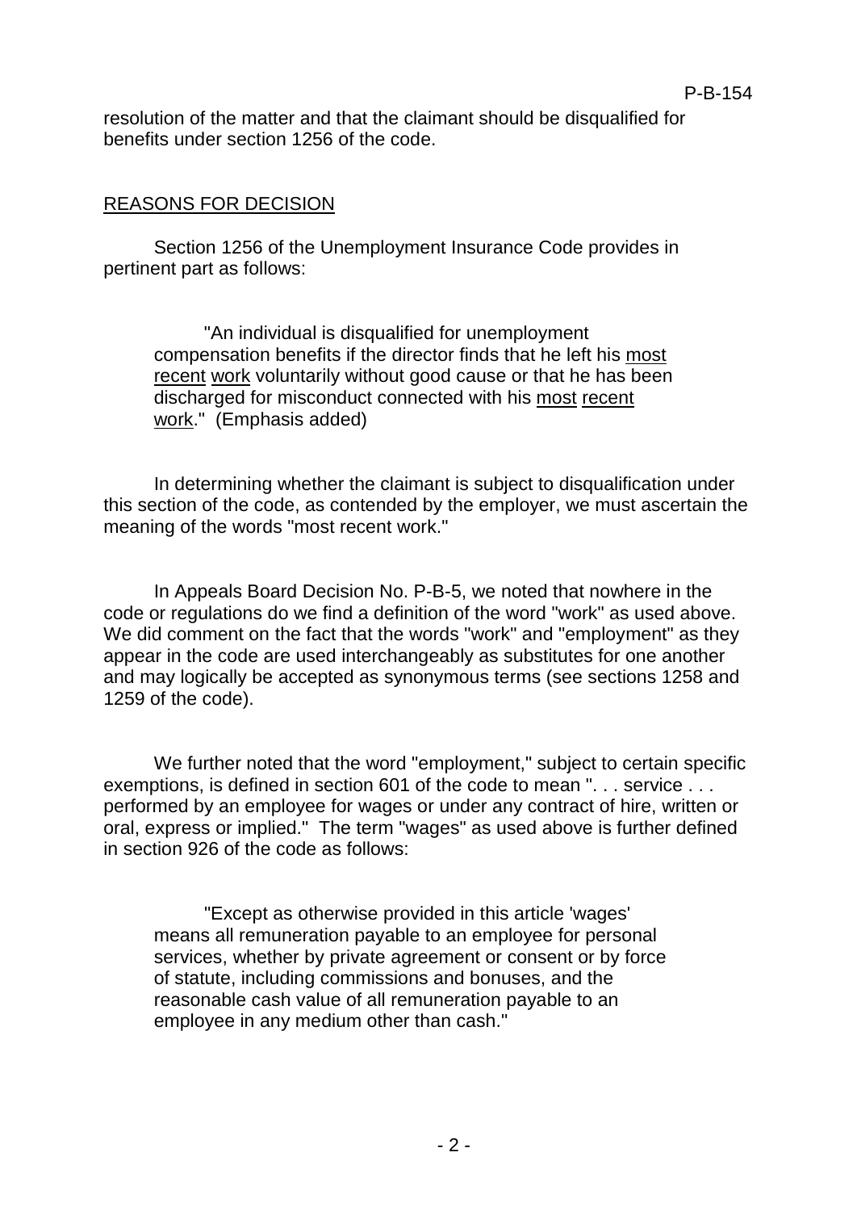resolution of the matter and that the claimant should be disqualified for benefits under section 1256 of the code.

## REASONS FOR DECISION

Section 1256 of the Unemployment Insurance Code provides in pertinent part as follows:

> "An individual is disqualified for unemployment compensation benefits if the director finds that he left his most recent work voluntarily without good cause or that he has been discharged for misconduct connected with his most recent work." (Emphasis added)

In determining whether the claimant is subject to disqualification under this section of the code, as contended by the employer, we must ascertain the meaning of the words "most recent work."

In Appeals Board Decision No. P-B-5, we noted that nowhere in the code or regulations do we find a definition of the word "work" as used above. We did comment on the fact that the words "work" and "employment" as they appear in the code are used interchangeably as substitutes for one another and may logically be accepted as synonymous terms (see sections 1258 and 1259 of the code).

We further noted that the word "employment," subject to certain specific exemptions, is defined in section 601 of the code to mean ". . . service . . . performed by an employee for wages or under any contract of hire, written or oral, express or implied." The term "wages" as used above is further defined in section 926 of the code as follows:

> "Except as otherwise provided in this article 'wages' means all remuneration payable to an employee for personal services, whether by private agreement or consent or by force of statute, including commissions and bonuses, and the reasonable cash value of all remuneration payable to an employee in any medium other than cash."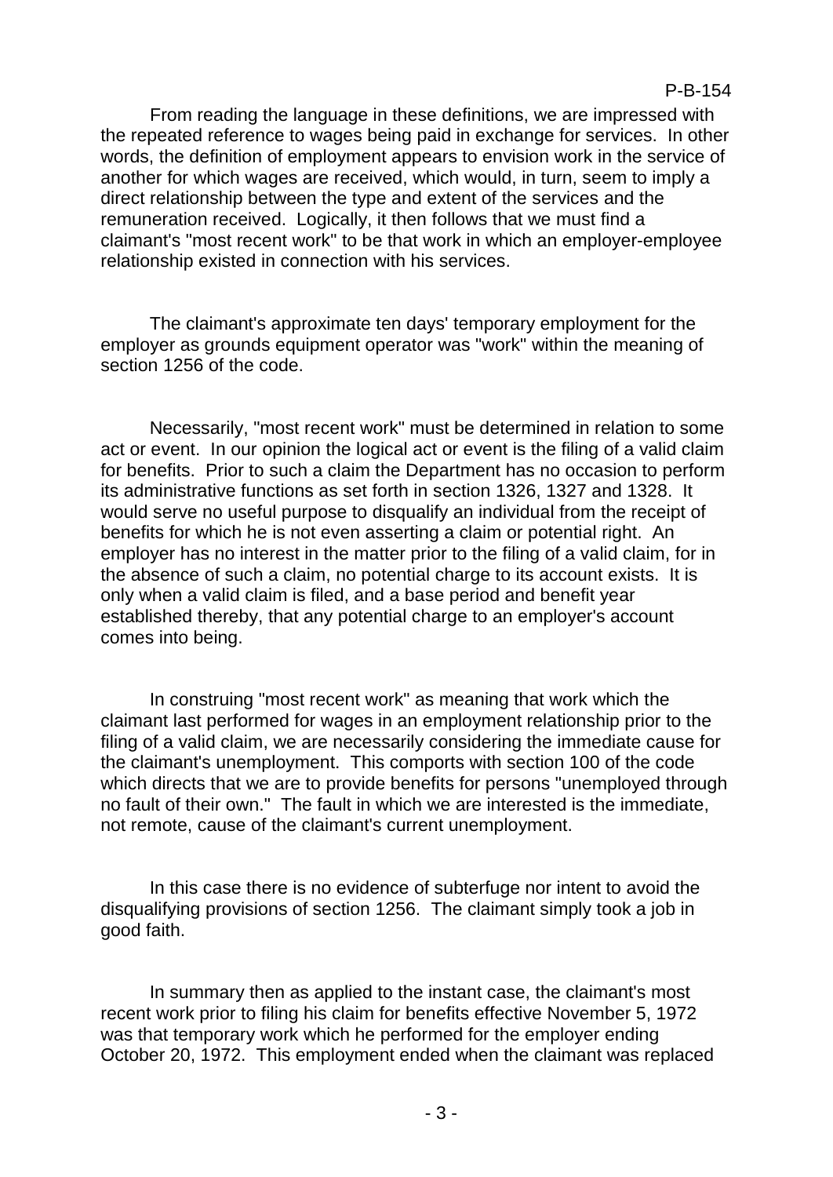From reading the language in these definitions, we are impressed with the repeated reference to wages being paid in exchange for services. In other words, the definition of employment appears to envision work in the service of another for which wages are received, which would, in turn, seem to imply a direct relationship between the type and extent of the services and the remuneration received. Logically, it then follows that we must find a claimant's "most recent work" to be that work in which an employer-employee relationship existed in connection with his services.

The claimant's approximate ten days' temporary employment for the employer as grounds equipment operator was "work" within the meaning of section 1256 of the code.

Necessarily, "most recent work" must be determined in relation to some act or event. In our opinion the logical act or event is the filing of a valid claim for benefits. Prior to such a claim the Department has no occasion to perform its administrative functions as set forth in section 1326, 1327 and 1328. It would serve no useful purpose to disqualify an individual from the receipt of benefits for which he is not even asserting a claim or potential right. An employer has no interest in the matter prior to the filing of a valid claim, for in the absence of such a claim, no potential charge to its account exists. It is only when a valid claim is filed, and a base period and benefit year established thereby, that any potential charge to an employer's account comes into being.

In construing "most recent work" as meaning that work which the claimant last performed for wages in an employment relationship prior to the filing of a valid claim, we are necessarily considering the immediate cause for the claimant's unemployment. This comports with section 100 of the code which directs that we are to provide benefits for persons "unemployed through no fault of their own." The fault in which we are interested is the immediate, not remote, cause of the claimant's current unemployment.

In this case there is no evidence of subterfuge nor intent to avoid the disqualifying provisions of section 1256. The claimant simply took a job in good faith.

In summary then as applied to the instant case, the claimant's most recent work prior to filing his claim for benefits effective November 5, 1972 was that temporary work which he performed for the employer ending October 20, 1972. This employment ended when the claimant was replaced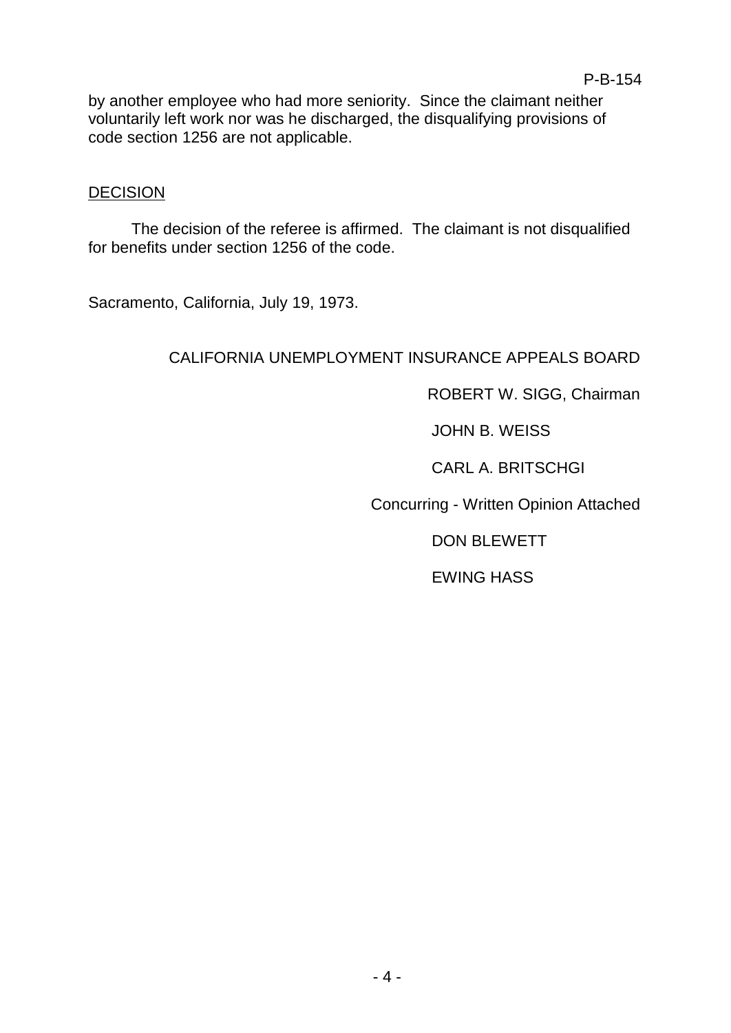by another employee who had more seniority. Since the claimant neither voluntarily left work nor was he discharged, the disqualifying provisions of code section 1256 are not applicable.

DECISION

The decision of the referee is affirmed. The claimant is not disqualified for benefits under section 1256 of the code.

Sacramento, California, July 19, 1973.

CALIFORNIA UNEMPLOYMENT INSURANCE APPEALS BOARD

ROBERT W. SIGG, Chairman

JOHN B. WEISS

CARL A. BRITSCHGI

Concurring - Written Opinion Attached

DON BLEWETT

EWING HASS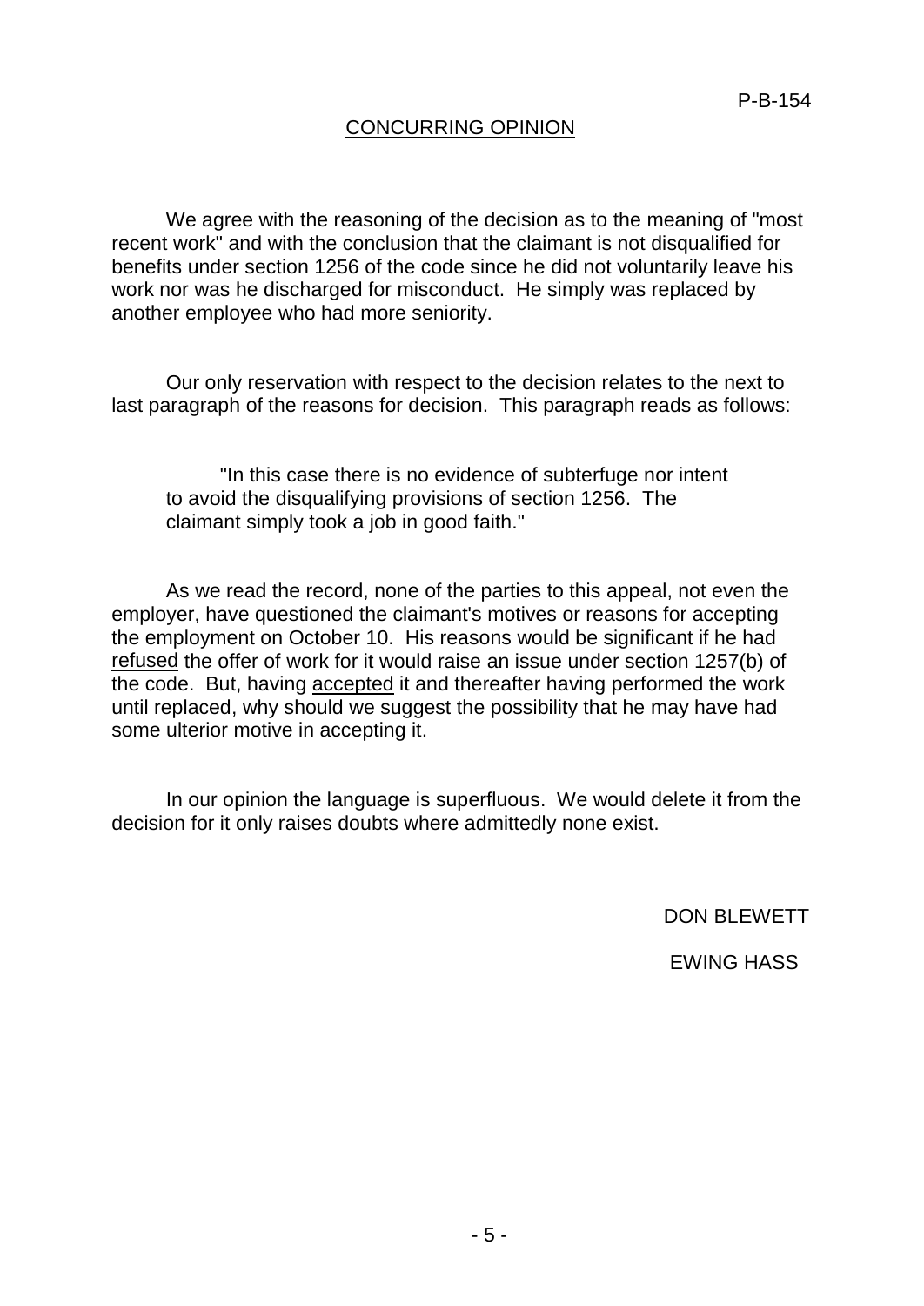P-B-154

## CONCURRING OPINION

We agree with the reasoning of the decision as to the meaning of "most recent work" and with the conclusion that the claimant is not disqualified for benefits under section 1256 of the code since he did not voluntarily leave his work nor was he discharged for misconduct. He simply was replaced by another employee who had more seniority.

Our only reservation with respect to the decision relates to the next to last paragraph of the reasons for decision. This paragraph reads as follows:

> "In this case there is no evidence of subterfuge nor intent to avoid the disqualifying provisions of section 1256. The claimant simply took a job in good faith."

As we read the record, none of the parties to this appeal, not even the employer, have questioned the claimant's motives or reasons for accepting the employment on October 10. His reasons would be significant if he had <u>refused</u> the offer of work for it would raise an issue under section 1257(b) of the code. But, having <u>accepted</u> it and thereafter having performed the work until replaced, why should we suggest the possibility that he may have had some ulterior motive in accepting it.

In our opinion the language is superfluous. We would delete it from the decision for it only raises doubts where admittedly none exist.

DON BLEWETT

EWING HASS